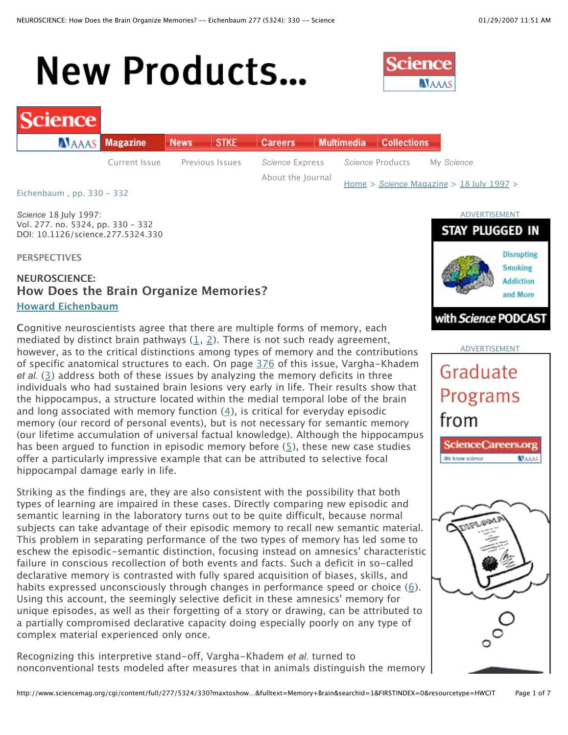Eichenbaum , pp. 330 - 332

*Science* 18 July 1997:
Vol. 277. no. 5324, pp. 330 - 332
DOI: 10.1126/science.277.5324.330

PERSPECTIVES

## NEUROSCIENCE:
# How Does the Brain Organize Memories?

**Howard Eichenbaum**

Cognitive neuroscientists agree that there are multiple forms of memory, each mediated by distinct brain pathways (1, 2). There is not such ready agreement, however, as to the critical distinctions among types of memory and the contributions of specific anatomical structures to each. On page 376 of this issue, Vargha-Khadem *et al.* (3) address both of these issues by analyzing the memory deficits in three individuals who had sustained brain lesions very early in life. Their results show that the hippocampus, a structure located within the medial temporal lobe of the brain and long associated with memory function (4), is critical for everyday episodic memory (our record of personal events), but is not necessary for semantic memory (our lifetime accumulation of universal factual knowledge). Although the hippocampus has been argued to function in episodic memory before (5), these new case studies offer a particularly impressive example that can be attributed to selective focal hippocampal damage early in life.

Striking as the findings are, they are also consistent with the possibility that both types of learning are impaired in these cases. Directly comparing new episodic and semantic learning in the laboratory turns out to be quite difficult, because normal subjects can take advantage of their episodic memory to recall new semantic material. This problem in separating performance of the two types of memory has led some to eschew the episodic-semantic distinction, focusing instead on amnesics' characteristic failure in conscious recollection of both events and facts. Such a deficit in so-called declarative memory is contrasted with fully spared acquisition of biases, skills, and habits expressed unconsciously through changes in performance speed or choice (6). Using this account, the seemingly selective deficit in these amnesics' memory for unique episodes, as well as their forgetting of a story or drawing, can be attributed to a partially compromised declarative capacity doing especially poorly on any type of complex material experienced only once.

Recognizing this interpretive stand-off, Vargha-Khadem *et al.* turned to nonconventional tests modeled after measures that in animals distinguish the memory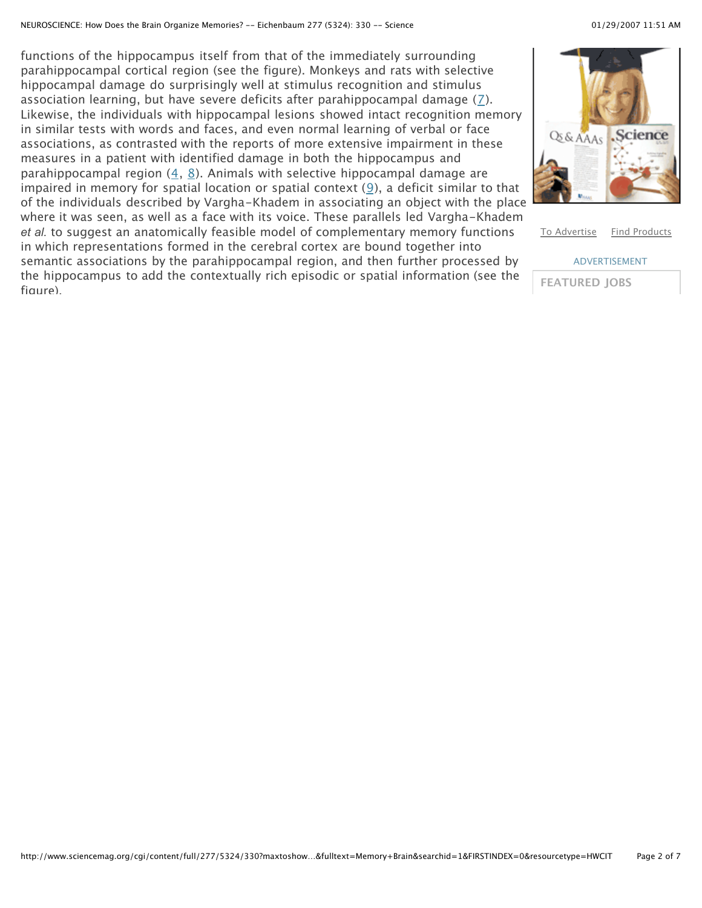functions of the hippocampus itself from that of the immediately surrounding parahippocampal cortical region (see the figure). Monkeys and rats with selective hippocampal damage do surprisingly well at stimulus recognition and stimulus association learning, but have severe deficits after parahippocampal damage (7). Likewise, the individuals with hippocampal lesions showed intact recognition memory in similar tests with words and faces, and even normal learning of verbal or face associations, as contrasted with the reports of more extensive impairment in these measures in a patient with identified damage in both the hippocampus and parahippocampal region (4, 8). Animals with selective hippocampal damage are impaired in memory for spatial location or spatial context (9), a deficit similar to that of the individuals described by Vargha-Khadem in associating an object with the place where it was seen, as well as a face with its voice. These parallels led Vargha-Khadem *et al.* to suggest an anatomically feasible model of complementary memory functions in which representations formed in the cerebral cortex are bound together into semantic associations by the parahippocampal region, and then further processed by the hippocampus to add the contextually rich episodic or spatial information (see the figure).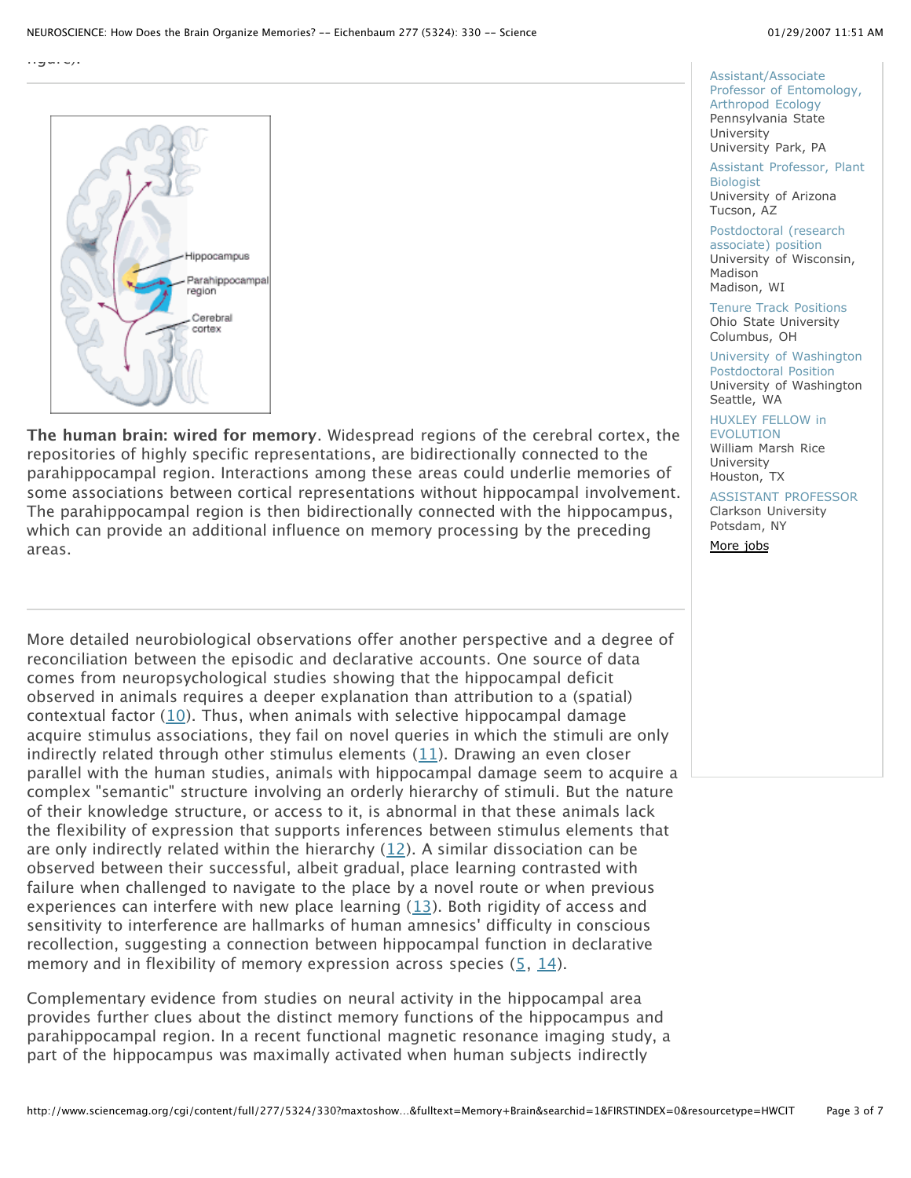**The human brain: wired for memory**. Widespread regions of the cerebral cortex, the repositories of highly specific representations, are bidirectionally connected to the parahippocampal region. Interactions among these areas could underlie memories of some associations between cortical representations without hippocampal involvement. The parahippocampal region is then bidirectionally connected with the hippocampus, which can provide an additional influence on memory processing by the preceding areas.

More detailed neurobiological observations offer another perspective and a degree of reconciliation between the episodic and declarative accounts. One source of data comes from neuropsychological studies showing that the hippocampal deficit observed in animals requires a deeper explanation than attribution to a (spatial) contextual factor (10). Thus, when animals with selective hippocampal damage acquire stimulus associations, they fail on novel queries in which the stimuli are only indirectly related through other stimulus elements (11). Drawing an even closer parallel with the human studies, animals with hippocampal damage seem to acquire a complex "semantic" structure involving an orderly hierarchy of stimuli. But the nature of their knowledge structure, or access to it, is abnormal in that these animals lack the flexibility of expression that supports inferences between stimulus elements that are only indirectly related within the hierarchy (12). A similar dissociation can be observed between their successful, albeit gradual, place learning contrasted with failure when challenged to navigate to the place by a novel route or when previous experiences can interfere with new place learning (13). Both rigidity of access and sensitivity to interference are hallmarks of human amnesics' difficulty in conscious recollection, suggesting a connection between hippocampal function in declarative memory and in flexibility of memory expression across species (5, 14).

Complementary evidence from studies on neural activity in the hippocampal area provides further clues about the distinct memory functions of the hippocampus and parahippocampal region. In a recent functional magnetic resonance imaging study, a part of the hippocampus was maximally activated when human subjects indirectly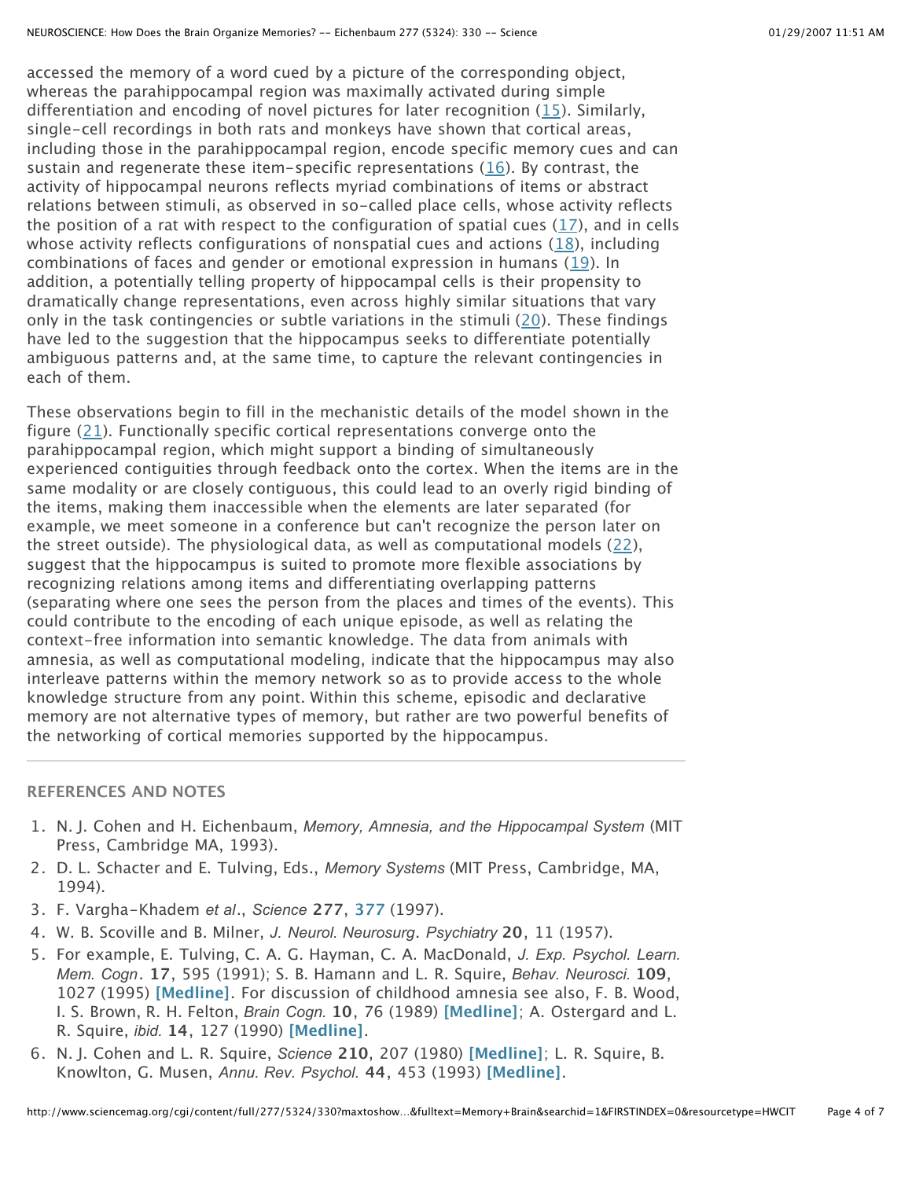accessed the memory of a word cued by a picture of the corresponding object, whereas the parahippocampal region was maximally activated during simple differentiation and encoding of novel pictures for later recognition (15). Similarly, single-cell recordings in both rats and monkeys have shown that cortical areas, including those in the parahippocampal region, encode specific memory cues and can sustain and regenerate these item-specific representations (16). By contrast, the activity of hippocampal neurons reflects myriad combinations of items or abstract relations between stimuli, as observed in so-called place cells, whose activity reflects the position of a rat with respect to the configuration of spatial cues (17), and in cells whose activity reflects configurations of nonspatial cues and actions (18), including combinations of faces and gender or emotional expression in humans (19). In addition, a potentially telling property of hippocampal cells is their propensity to dramatically change representations, even across highly similar situations that vary only in the task contingencies or subtle variations in the stimuli (20). These findings have led to the suggestion that the hippocampus seeks to differentiate potentially ambiguous patterns and, at the same time, to capture the relevant contingencies in each of them.

These observations begin to fill in the mechanistic details of the model shown in the figure (21). Functionally specific cortical representations converge onto the parahippocampal region, which might support a binding of simultaneously experienced contiguities through feedback onto the cortex. When the items are in the same modality or are closely contiguous, this could lead to an overly rigid binding of the items, making them inaccessible when the elements are later separated (for example, we meet someone in a conference but can't recognize the person later on the street outside). The physiological data, as well as computational models (22), suggest that the hippocampus is suited to promote more flexible associations by recognizing relations among items and differentiating overlapping patterns (separating where one sees the person from the places and times of the events). This could contribute to the encoding of each unique episode, as well as relating the context-free information into semantic knowledge. The data from animals with amnesia, as well as computational modeling, indicate that the hippocampus may also interleave patterns within the memory network so as to provide access to the whole knowledge structure from any point. Within this scheme, episodic and declarative memory are not alternative types of memory, but rather are two powerful benefits of the networking of cortical memories supported by the hippocampus.

---

## REFERENCES AND NOTES

1. N. J. Cohen and H. Eichenbaum, *Memory, Amnesia, and the Hippocampal System* (MIT Press, Cambridge MA, 1993).
2. D. L. Schacter and E. Tulving, Eds., *Memory Systems* (MIT Press, Cambridge, MA, 1994).
3. F. Vargha-Khadem *et al*., *Science* **277**, **377** (1997).
4. W. B. Scoville and B. Milner, *J. Neurol. Neurosurg. Psychiatry* **20**, 11 (1957).
5. For example, E. Tulving, C. A. G. Hayman, C. A. MacDonald, *J. Exp. Psychol. Learn. Mem. Cogn*. **17**, 595 (1991); S. B. Hamann and L. R. Squire, *Behav. Neurosci.* **109**, 1027 (1995) **[Medline]**. For discussion of childhood amnesia see also, F. B. Wood, I. S. Brown, R. H. Felton, *Brain Cogn.* **10**, 76 (1989) **[Medline]**; A. Ostergard and L. R. Squire, *ibid.* **14**, 127 (1990) **[Medline]**.
6. N. J. Cohen and L. R. Squire, *Science* **210**, 207 (1980) **[Medline]**; L. R. Squire, B. Knowlton, G. Musen, *Annu. Rev. Psychol.* **44**, 453 (1993) **[Medline]**.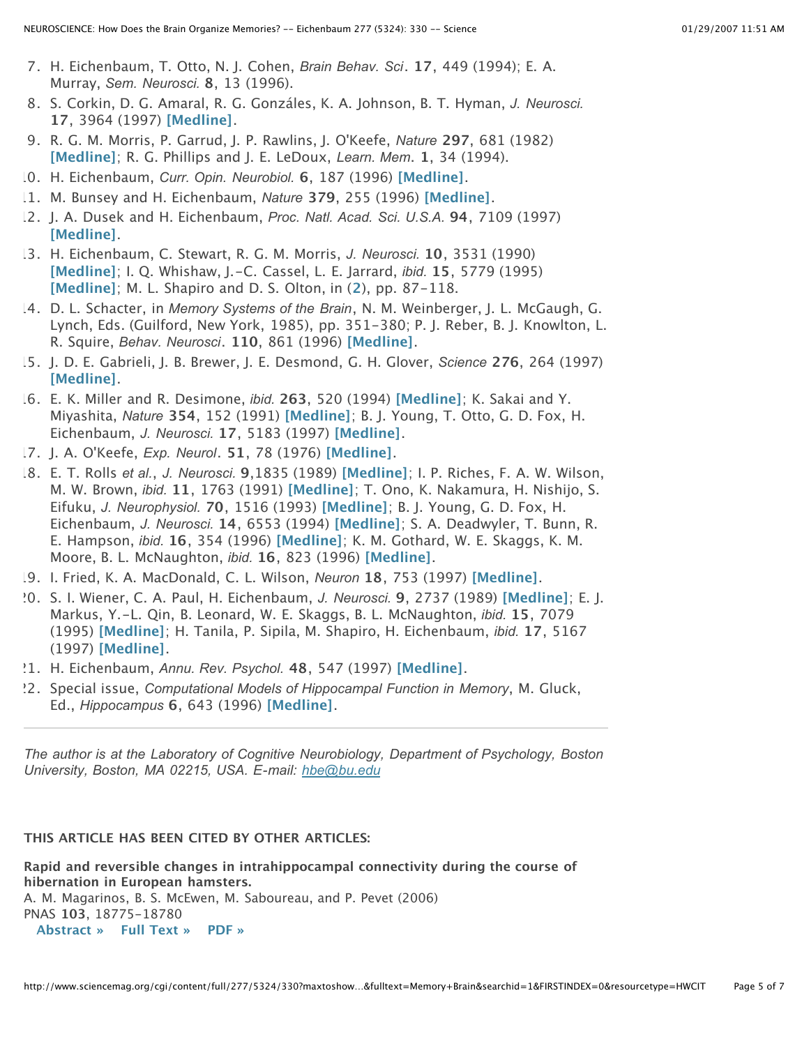7. H. Eichenbaum, T. Otto, N. J. Cohen, *Brain Behav. Sci*. **17**, 449 (1994); E. A. Murray, *Sem. Neurosci.* **8**, 13 (1996).
8. S. Corkin, D. G. Amaral, R. G. Gonzáles, K. A. Johnson, B. T. Hyman, *J. Neurosci.* **17**, 3964 (1997) **[Medline]**.
9. R. G. M. Morris, P. Garrud, J. P. Rawlins, J. O'Keefe, *Nature* **297**, 681 (1982) **[Medline]**; R. G. Phillips and J. E. LeDoux, *Learn. Mem*. **1**, 34 (1994).
10. H. Eichenbaum, *Curr. Opin. Neurobiol.* **6**, 187 (1996) **[Medline]**.
11. M. Bunsey and H. Eichenbaum, *Nature* **379**, 255 (1996) **[Medline]**.
12. J. A. Dusek and H. Eichenbaum, *Proc. Natl. Acad. Sci. U.S.A.* **94**, 7109 (1997) **[Medline]**.
13. H. Eichenbaum, C. Stewart, R. G. M. Morris, *J. Neurosci.* **10**, 3531 (1990) **[Medline]**; I. Q. Whishaw, J.-C. Cassel, L. E. Jarrard, *ibid.* **15**, 5779 (1995) **[Medline]**; M. L. Shapiro and D. S. Olton, in (**2**), pp. 87–118.
14. D. L. Schacter, in *Memory Systems of the Brain*, N. M. Weinberger, J. L. McGaugh, G. Lynch, Eds. (Guilford, New York, 1985), pp. 351–380; P. J. Reber, B. J. Knowlton, L. R. Squire, *Behav. Neurosci*. **110**, 861 (1996) **[Medline]**.
15. J. D. E. Gabrieli, J. B. Brewer, J. E. Desmond, G. H. Glover, *Science* **276**, 264 (1997) **[Medline]**.
16. E. K. Miller and R. Desimone, *ibid.* **263**, 520 (1994) **[Medline]**; K. Sakai and Y. Miyashita, *Nature* **354**, 152 (1991) **[Medline]**; B. J. Young, T. Otto, G. D. Fox, H. Eichenbaum, *J. Neurosci.* **17**, 5183 (1997) **[Medline]**.
17. J. A. O'Keefe, *Exp. Neurol*. **51**, 78 (1976) **[Medline]**.
18. E. T. Rolls *et al.*, *J. Neurosci.* **9**,1835 (1989) **[Medline]**; I. P. Riches, F. A. W. Wilson, M. W. Brown, *ibid.* **11**, 1763 (1991) **[Medline]**; T. Ono, K. Nakamura, H. Nishijo, S. Eifuku, *J. Neurophysiol.* **70**, 1516 (1993) **[Medline]**; B. J. Young, G. D. Fox, H. Eichenbaum, *J. Neurosci.* **14**, 6553 (1994) **[Medline]**; S. A. Deadwyler, T. Bunn, R. E. Hampson, *ibid.* **16**, 354 (1996) **[Medline]**; K. M. Gothard, W. E. Skaggs, K. M. Moore, B. L. McNaughton, *ibid.* **16**, 823 (1996) **[Medline]**.
19. I. Fried, K. A. MacDonald, C. L. Wilson, *Neuron* **18**, 753 (1997) **[Medline]**.
20. S. I. Wiener, C. A. Paul, H. Eichenbaum, *J. Neurosci.* **9**, 2737 (1989) **[Medline]**; E. J. Markus, Y.-L. Qin, B. Leonard, W. E. Skaggs, B. L. McNaughton, *ibid.* **15**, 7079 (1995) **[Medline]**; H. Tanila, P. Sipila, M. Shapiro, H. Eichenbaum, *ibid.* **17**, 5167 (1997) **[Medline]**.
21. H. Eichenbaum, *Annu. Rev. Psychol.* **48**, 547 (1997) **[Medline]**.
22. Special issue, *Computational Models of Hippocampal Function in Memory*, M. Gluck, Ed., *Hippocampus* **6**, 643 (1996) **[Medline]**.

---

*The author is at the Laboratory of Cognitive Neurobiology, Department of Psychology, Boston University, Boston, MA 02215, USA. E-mail: hbe@bu.edu*

**THIS ARTICLE HAS BEEN CITED BY OTHER ARTICLES:**

**Rapid and reversible changes in intrahippocampal connectivity during the course of hibernation in European hamsters.**
A. M. Magarinos, B. S. McEwen, M. Saboureau, and P. Pevet (2006)
PNAS **103**, 18775-18780
**Abstract »** **Full Text »** **PDF »**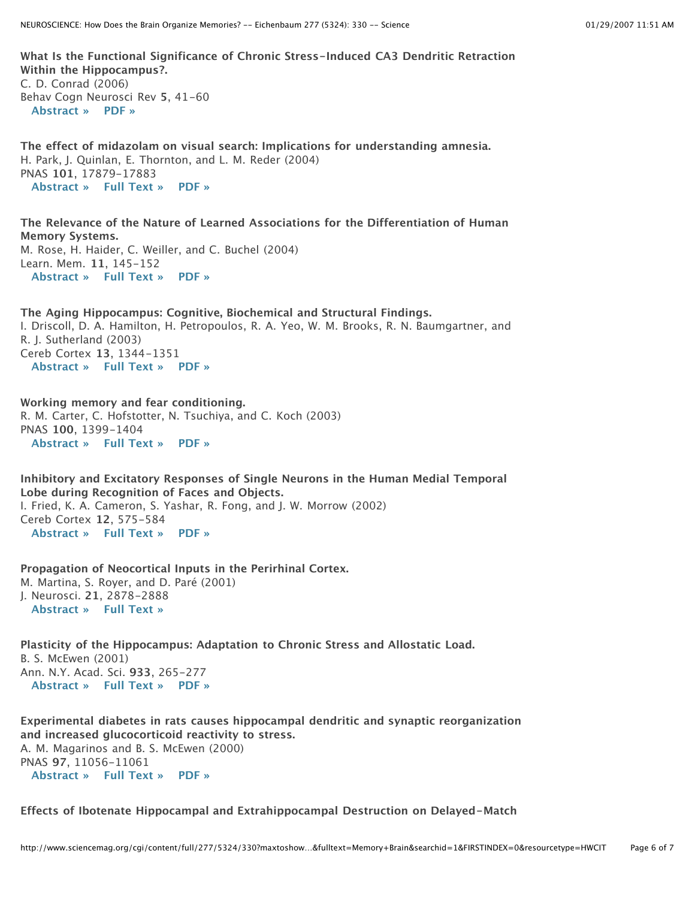**What Is the Functional Significance of Chronic Stress-Induced CA3 Dendritic Retraction Within the Hippocampus?.**
C. D. Conrad (2006)
Behav Cogn Neurosci Rev **5**, 41-60
**Abstract »** **PDF »**

**The effect of midazolam on visual search: Implications for understanding amnesia.**
H. Park, J. Quinlan, E. Thornton, and L. M. Reder (2004)
PNAS **101**, 17879-17883
**Abstract »** **Full Text »** **PDF »**

**The Relevance of the Nature of Learned Associations for the Differentiation of Human Memory Systems.**
M. Rose, H. Haider, C. Weiller, and C. Buchel (2004)
Learn. Mem. **11**, 145-152
**Abstract »** **Full Text »** **PDF »**

**The Aging Hippocampus: Cognitive, Biochemical and Structural Findings.**
I. Driscoll, D. A. Hamilton, H. Petropoulos, R. A. Yeo, W. M. Brooks, R. N. Baumgartner, and R. J. Sutherland (2003)
Cereb Cortex **13**, 1344-1351
**Abstract »** **Full Text »** **PDF »**

**Working memory and fear conditioning.**
R. M. Carter, C. Hofstotter, N. Tsuchiya, and C. Koch (2003)
PNAS **100**, 1399-1404
**Abstract »** **Full Text »** **PDF »**

**Inhibitory and Excitatory Responses of Single Neurons in the Human Medial Temporal Lobe during Recognition of Faces and Objects.**
I. Fried, K. A. Cameron, S. Yashar, R. Fong, and J. W. Morrow (2002)
Cereb Cortex **12**, 575-584
**Abstract »** **Full Text »** **PDF »**

**Propagation of Neocortical Inputs in the Perirhinal Cortex.**
M. Martina, S. Royer, and D. Paré (2001)
J. Neurosci. **21**, 2878-2888
**Abstract »** **Full Text »**

**Plasticity of the Hippocampus: Adaptation to Chronic Stress and Allostatic Load.**
B. S. McEwen (2001)
Ann. N.Y. Acad. Sci. **933**, 265-277
**Abstract »** **Full Text »** **PDF »**

**Experimental diabetes in rats causes hippocampal dendritic and synaptic reorganization and increased glucocorticoid reactivity to stress.**
A. M. Magarinos and B. S. McEwen (2000)
PNAS **97**, 11056-11061
**Abstract »** **Full Text »** **PDF »**

**Effects of Ibotenate Hippocampal and Extrahippocampal Destruction on Delayed-Match**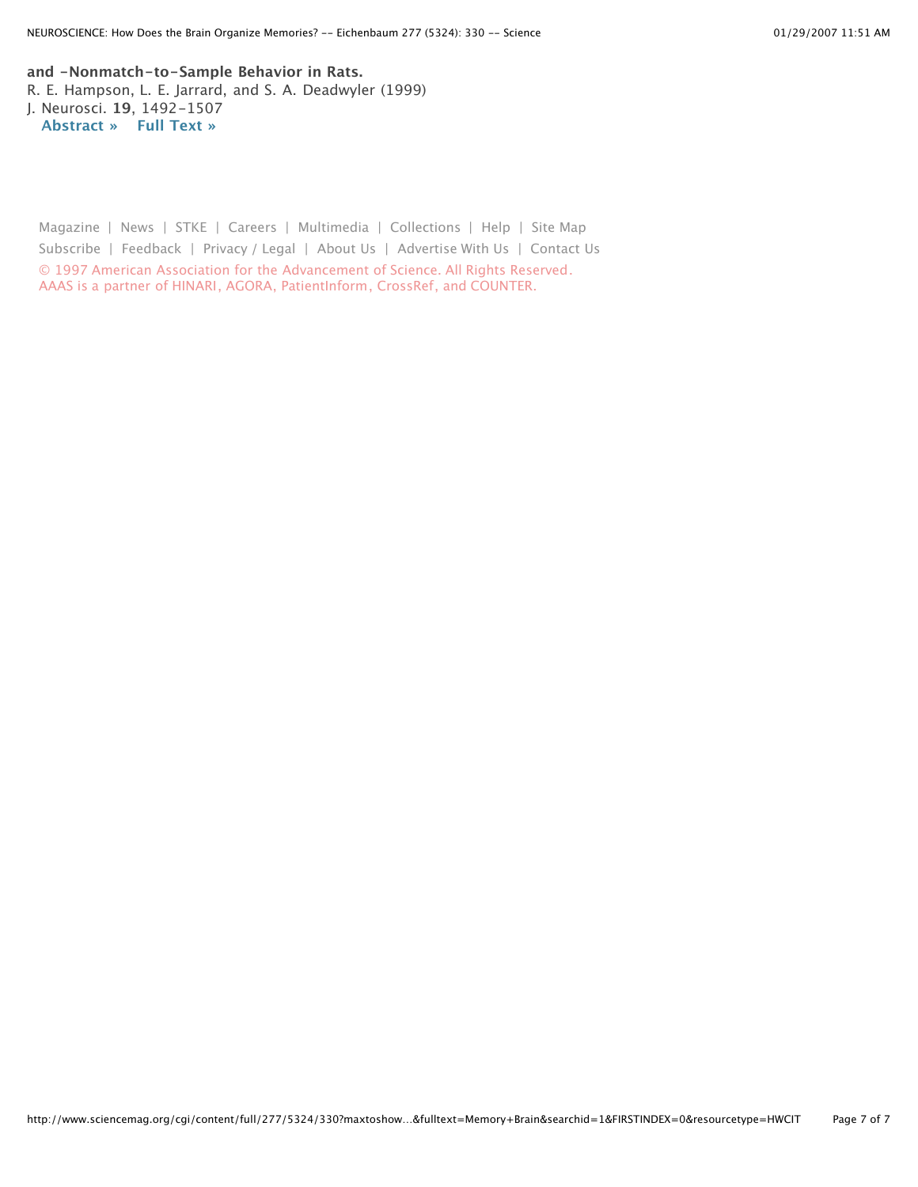**and -Nonmatch-to-Sample Behavior in Rats.**
R. E. Hampson, L. E. Jarrard, and S. A. Deadwyler (1999)
J. Neurosci. **19**, 1492-1507
Abstract » Full Text »

Magazine | News | STKE | Careers | Multimedia | Collections | Help | Site Map
Subscribe | Feedback | Privacy / Legal | About Us | Advertise With Us | Contact Us
© 1997 American Association for the Advancement of Science. All Rights Reserved.
AAAS is a partner of HINARI, AGORA, PatientInform, CrossRef, and COUNTER.